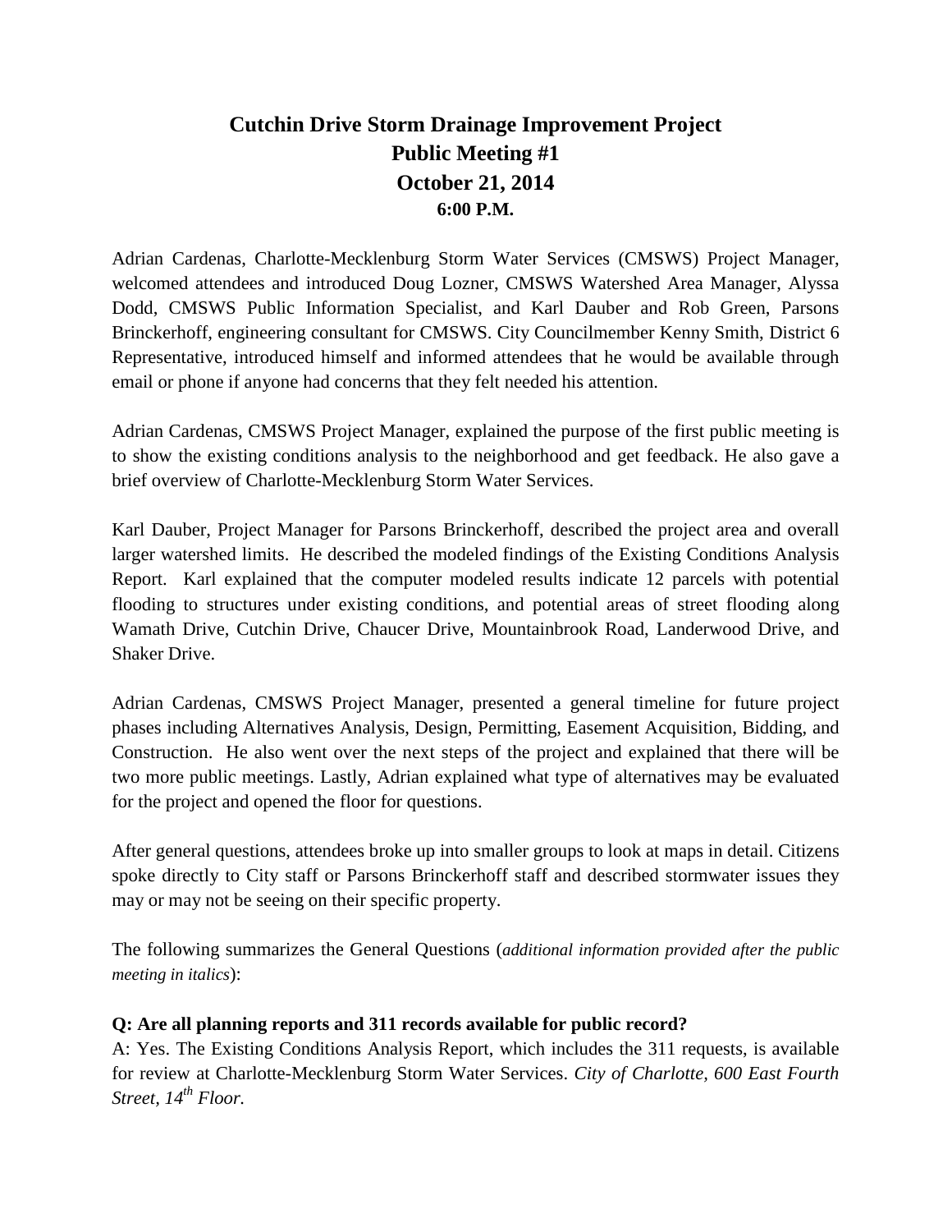# Cutchin Drive Storm Drainage Improvement Project
## Public Meeting #1
## October 21, 2014
### 6:00 P.M.

Adrian Cardenas, Charlotte-Mecklenburg Storm Water Services (CMSWS) Project Manager, welcomed attendees and introduced Doug Lozner, CMSWS Watershed Area Manager, Alyssa Dodd, CMSWS Public Information Specialist, and Karl Dauber and Rob Green, Parsons Brinckerhoff, engineering consultant for CMSWS. City Councilmember Kenny Smith, District 6 Representative, introduced himself and informed attendees that he would be available through email or phone if anyone had concerns that they felt needed his attention.

Adrian Cardenas, CMSWS Project Manager, explained the purpose of the first public meeting is to show the existing conditions analysis to the neighborhood and get feedback. He also gave a brief overview of Charlotte-Mecklenburg Storm Water Services.

Karl Dauber, Project Manager for Parsons Brinckerhoff, described the project area and overall larger watershed limits. He described the modeled findings of the Existing Conditions Analysis Report. Karl explained that the computer modeled results indicate 12 parcels with potential flooding to structures under existing conditions, and potential areas of street flooding along Wamath Drive, Cutchin Drive, Chaucer Drive, Mountainbrook Road, Landerwood Drive, and Shaker Drive.

Adrian Cardenas, CMSWS Project Manager, presented a general timeline for future project phases including Alternatives Analysis, Design, Permitting, Easement Acquisition, Bidding, and Construction. He also went over the next steps of the project and explained that there will be two more public meetings. Lastly, Adrian explained what type of alternatives may be evaluated for the project and opened the floor for questions.

After general questions, attendees broke up into smaller groups to look at maps in detail. Citizens spoke directly to City staff or Parsons Brinckerhoff staff and described stormwater issues they may or may not be seeing on their specific property.

The following summarizes the General Questions (*additional information provided after the public meeting in italics*):

**Q: Are all planning reports and 311 records available for public record?**

A: Yes. The Existing Conditions Analysis Report, which includes the 311 requests, is available for review at Charlotte-Mecklenburg Storm Water Services. *City of Charlotte, 600 East Fourth Street, 14th Floor.*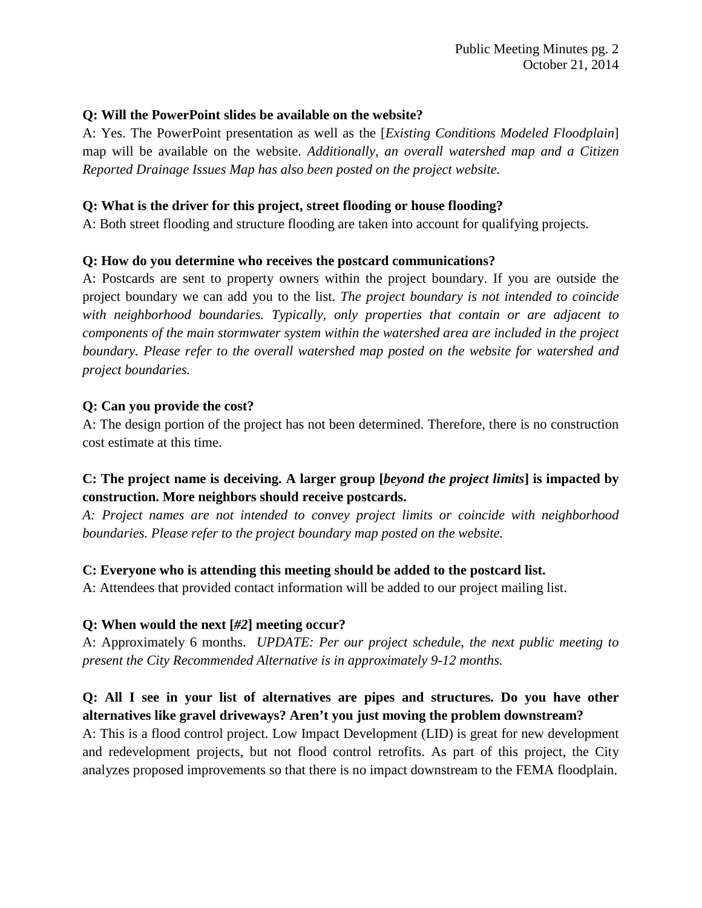**Q: Will the PowerPoint slides be available on the website?**

A: Yes. The PowerPoint presentation as well as the [*Existing Conditions Modeled Floodplain*] map will be available on the website. *Additionally, an overall watershed map and a Citizen Reported Drainage Issues Map has also been posted on the project website.*

**Q: What is the driver for this project, street flooding or house flooding?**

A: Both street flooding and structure flooding are taken into account for qualifying projects.

**Q: How do you determine who receives the postcard communications?**

A: Postcards are sent to property owners within the project boundary. If you are outside the project boundary we can add you to the list. *The project boundary is not intended to coincide with neighborhood boundaries. Typically, only properties that contain or are adjacent to components of the main stormwater system within the watershed area are included in the project boundary. Please refer to the overall watershed map posted on the website for watershed and project boundaries.*

**Q: Can you provide the cost?**

A: The design portion of the project has not been determined. Therefore, there is no construction cost estimate at this time.

**C: The project name is deceiving. A larger group [*beyond the project limits*] is impacted by construction. More neighbors should receive postcards.**

*A: Project names are not intended to convey project limits or coincide with neighborhood boundaries. Please refer to the project boundary map posted on the website.*

**C: Everyone who is attending this meeting should be added to the postcard list.**

A: Attendees that provided contact information will be added to our project mailing list.

**Q: When would the next [*#2*] meeting occur?**

A: Approximately 6 months. *UPDATE: Per our project schedule, the next public meeting to present the City Recommended Alternative is in approximately 9-12 months.*

**Q: All I see in your list of alternatives are pipes and structures. Do you have other alternatives like gravel driveways? Aren't you just moving the problem downstream?**

A: This is a flood control project. Low Impact Development (LID) is great for new development and redevelopment projects, but not flood control retrofits. As part of this project, the City analyzes proposed improvements so that there is no impact downstream to the FEMA floodplain.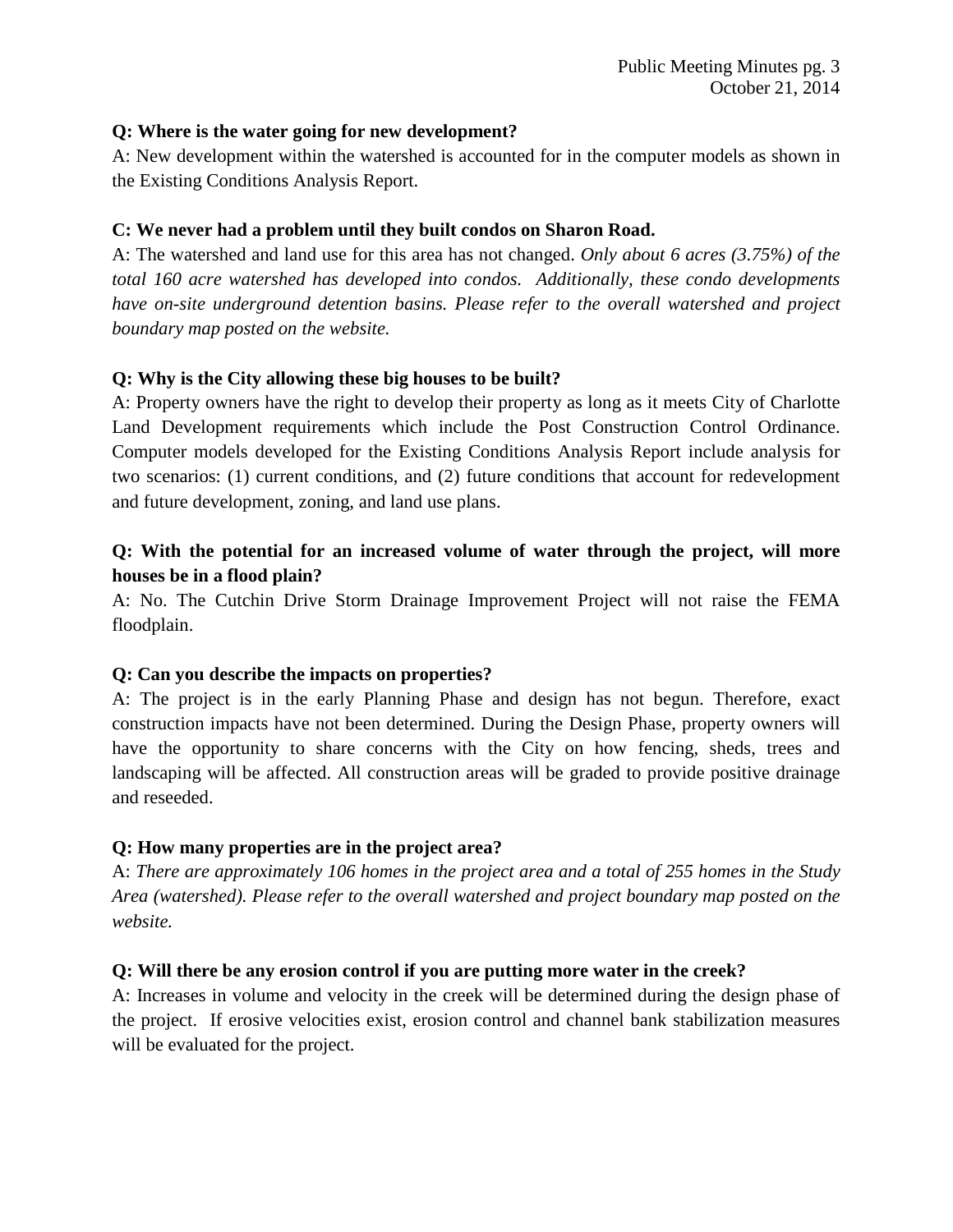**Q: Where is the water going for new development?**

A: New development within the watershed is accounted for in the computer models as shown in the Existing Conditions Analysis Report.

**C: We never had a problem until they built condos on Sharon Road.**

A: The watershed and land use for this area has not changed. *Only about 6 acres (3.75%) of the total 160 acre watershed has developed into condos. Additionally, these condo developments have on-site underground detention basins. Please refer to the overall watershed and project boundary map posted on the website.*

**Q: Why is the City allowing these big houses to be built?**

A: Property owners have the right to develop their property as long as it meets City of Charlotte Land Development requirements which include the Post Construction Control Ordinance. Computer models developed for the Existing Conditions Analysis Report include analysis for two scenarios: (1) current conditions, and (2) future conditions that account for redevelopment and future development, zoning, and land use plans.

**Q: With the potential for an increased volume of water through the project, will more houses be in a flood plain?**

A: No. The Cutchin Drive Storm Drainage Improvement Project will not raise the FEMA floodplain.

**Q: Can you describe the impacts on properties?**

A: The project is in the early Planning Phase and design has not begun. Therefore, exact construction impacts have not been determined. During the Design Phase, property owners will have the opportunity to share concerns with the City on how fencing, sheds, trees and landscaping will be affected. All construction areas will be graded to provide positive drainage and reseeded.

**Q: How many properties are in the project area?**

A: *There are approximately 106 homes in the project area and a total of 255 homes in the Study Area (watershed). Please refer to the overall watershed and project boundary map posted on the website.*

**Q: Will there be any erosion control if you are putting more water in the creek?**

A: Increases in volume and velocity in the creek will be determined during the design phase of the project. If erosive velocities exist, erosion control and channel bank stabilization measures will be evaluated for the project.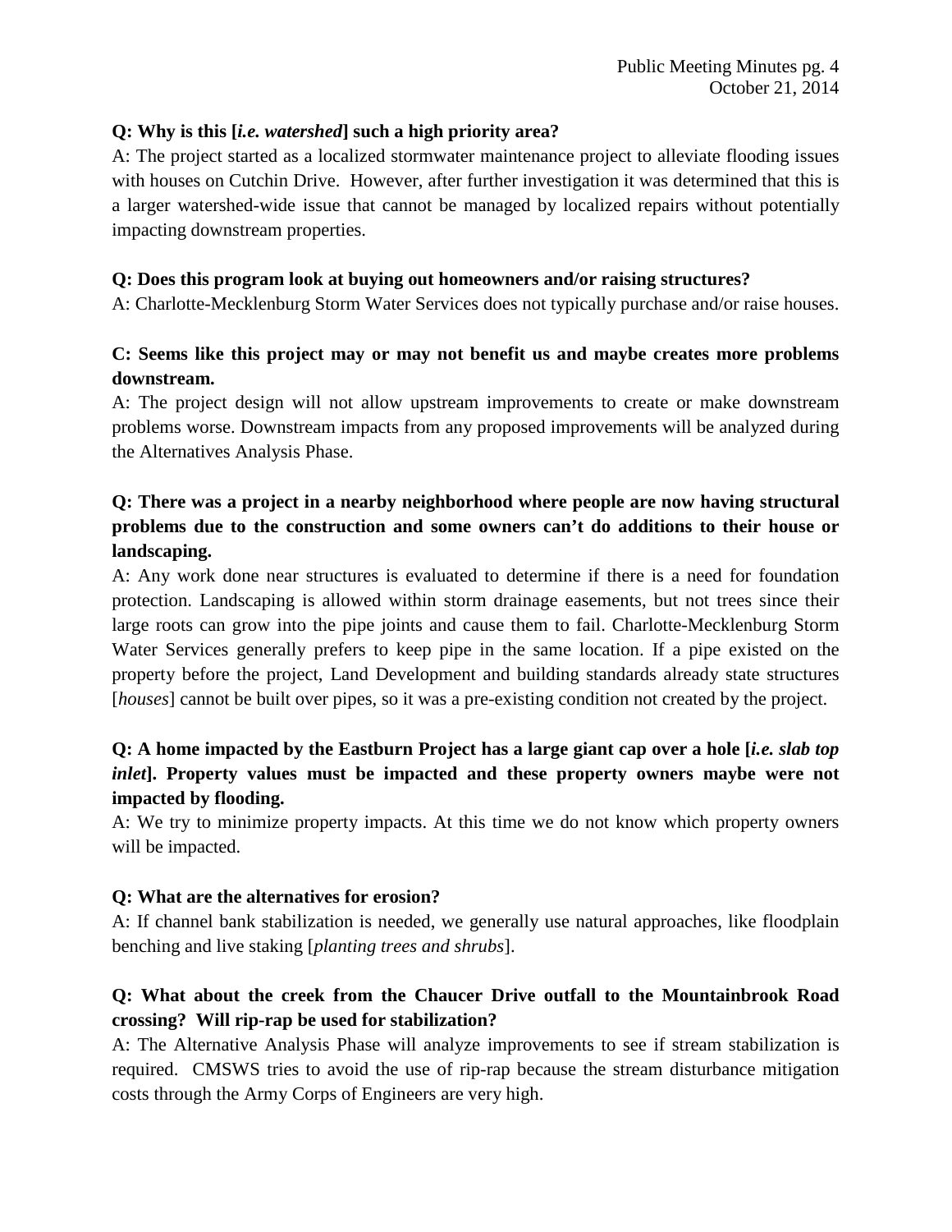**Q: Why is this [*i.e. watershed*] such a high priority area?**

A: The project started as a localized stormwater maintenance project to alleviate flooding issues with houses on Cutchin Drive. However, after further investigation it was determined that this is a larger watershed-wide issue that cannot be managed by localized repairs without potentially impacting downstream properties.

**Q: Does this program look at buying out homeowners and/or raising structures?**

A: Charlotte-Mecklenburg Storm Water Services does not typically purchase and/or raise houses.

**C: Seems like this project may or may not benefit us and maybe creates more problems downstream.**

A: The project design will not allow upstream improvements to create or make downstream problems worse. Downstream impacts from any proposed improvements will be analyzed during the Alternatives Analysis Phase.

**Q: There was a project in a nearby neighborhood where people are now having structural problems due to the construction and some owners can't do additions to their house or landscaping.**

A: Any work done near structures is evaluated to determine if there is a need for foundation protection. Landscaping is allowed within storm drainage easements, but not trees since their large roots can grow into the pipe joints and cause them to fail. Charlotte-Mecklenburg Storm Water Services generally prefers to keep pipe in the same location. If a pipe existed on the property before the project, Land Development and building standards already state structures [*houses*] cannot be built over pipes, so it was a pre-existing condition not created by the project.

**Q: A home impacted by the Eastburn Project has a large giant cap over a hole [*i.e. slab top inlet*]. Property values must be impacted and these property owners maybe were not impacted by flooding.**

A: We try to minimize property impacts. At this time we do not know which property owners will be impacted.

**Q: What are the alternatives for erosion?**

A: If channel bank stabilization is needed, we generally use natural approaches, like floodplain benching and live staking [*planting trees and shrubs*].

**Q: What about the creek from the Chaucer Drive outfall to the Mountainbrook Road crossing? Will rip-rap be used for stabilization?**

A: The Alternative Analysis Phase will analyze improvements to see if stream stabilization is required. CMSWS tries to avoid the use of rip-rap because the stream disturbance mitigation costs through the Army Corps of Engineers are very high.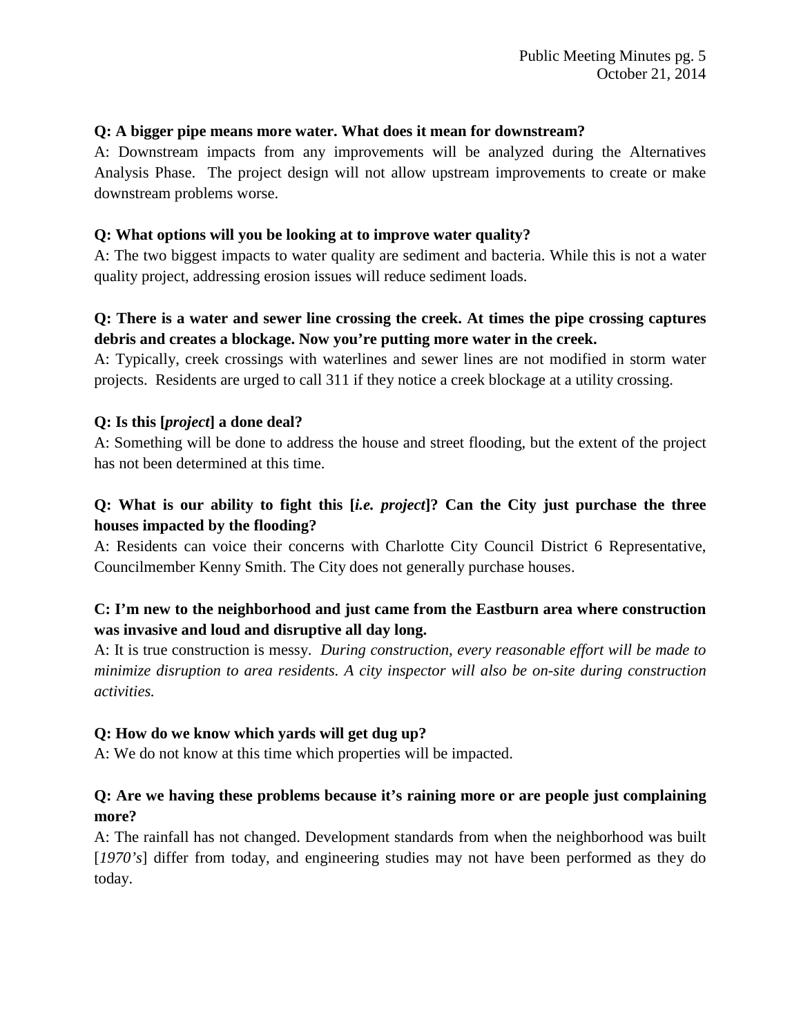**Q: A bigger pipe means more water. What does it mean for downstream?**
A: Downstream impacts from any improvements will be analyzed during the Alternatives Analysis Phase. The project design will not allow upstream improvements to create or make downstream problems worse.

**Q: What options will you be looking at to improve water quality?**
A: The two biggest impacts to water quality are sediment and bacteria. While this is not a water quality project, addressing erosion issues will reduce sediment loads.

**Q: There is a water and sewer line crossing the creek. At times the pipe crossing captures debris and creates a blockage. Now you're putting more water in the creek.**
A: Typically, creek crossings with waterlines and sewer lines are not modified in storm water projects. Residents are urged to call 311 if they notice a creek blockage at a utility crossing.

**Q: Is this [*project*] a done deal?**
A: Something will be done to address the house and street flooding, but the extent of the project has not been determined at this time.

**Q: What is our ability to fight this [*i.e. project*]? Can the City just purchase the three houses impacted by the flooding?**
A: Residents can voice their concerns with Charlotte City Council District 6 Representative, Councilmember Kenny Smith. The City does not generally purchase houses.

**C: I'm new to the neighborhood and just came from the Eastburn area where construction was invasive and loud and disruptive all day long.**
A: It is true construction is messy. *During construction, every reasonable effort will be made to minimize disruption to area residents. A city inspector will also be on-site during construction activities.*

**Q: How do we know which yards will get dug up?**
A: We do not know at this time which properties will be impacted.

**Q: Are we having these problems because it's raining more or are people just complaining more?**
A: The rainfall has not changed. Development standards from when the neighborhood was built [*1970's*] differ from today, and engineering studies may not have been performed as they do today.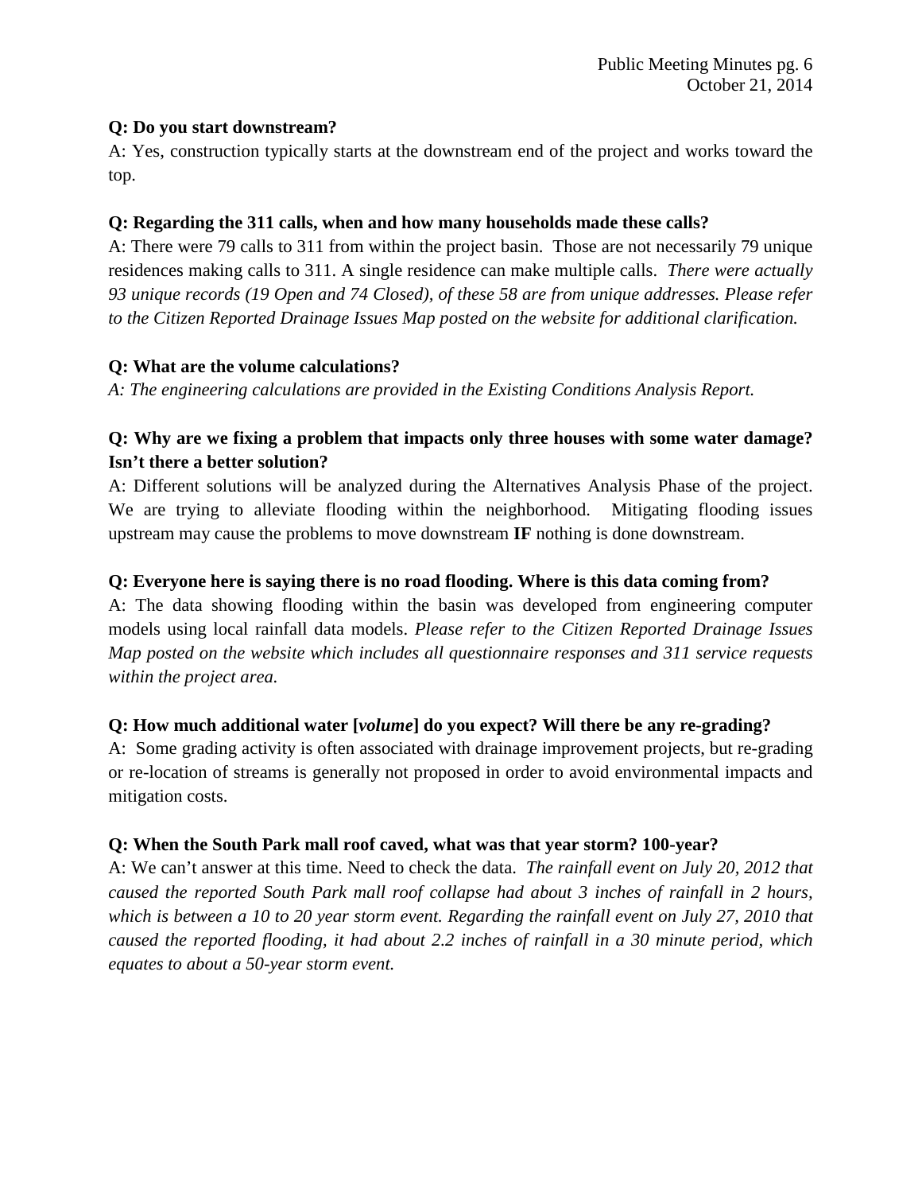**Q: Do you start downstream?**

A: Yes, construction typically starts at the downstream end of the project and works toward the top.

**Q: Regarding the 311 calls, when and how many households made these calls?**

A: There were 79 calls to 311 from within the project basin. Those are not necessarily 79 unique residences making calls to 311. A single residence can make multiple calls. *There were actually 93 unique records (19 Open and 74 Closed), of these 58 are from unique addresses. Please refer to the Citizen Reported Drainage Issues Map posted on the website for additional clarification.*

**Q: What are the volume calculations?**

*A: The engineering calculations are provided in the Existing Conditions Analysis Report.*

**Q: Why are we fixing a problem that impacts only three houses with some water damage? Isn't there a better solution?**

A: Different solutions will be analyzed during the Alternatives Analysis Phase of the project. We are trying to alleviate flooding within the neighborhood. Mitigating flooding issues upstream may cause the problems to move downstream **IF** nothing is done downstream.

**Q: Everyone here is saying there is no road flooding. Where is this data coming from?**

A: The data showing flooding within the basin was developed from engineering computer models using local rainfall data models. *Please refer to the Citizen Reported Drainage Issues Map posted on the website which includes all questionnaire responses and 311 service requests within the project area.*

**Q: How much additional water [*volume*] do you expect? Will there be any re-grading?**

A: Some grading activity is often associated with drainage improvement projects, but re-grading or re-location of streams is generally not proposed in order to avoid environmental impacts and mitigation costs.

**Q: When the South Park mall roof caved, what was that year storm? 100-year?**

A: We can't answer at this time. Need to check the data. *The rainfall event on July 20, 2012 that caused the reported South Park mall roof collapse had about 3 inches of rainfall in 2 hours, which is between a 10 to 20 year storm event. Regarding the rainfall event on July 27, 2010 that caused the reported flooding, it had about 2.2 inches of rainfall in a 30 minute period, which equates to about a 50-year storm event.*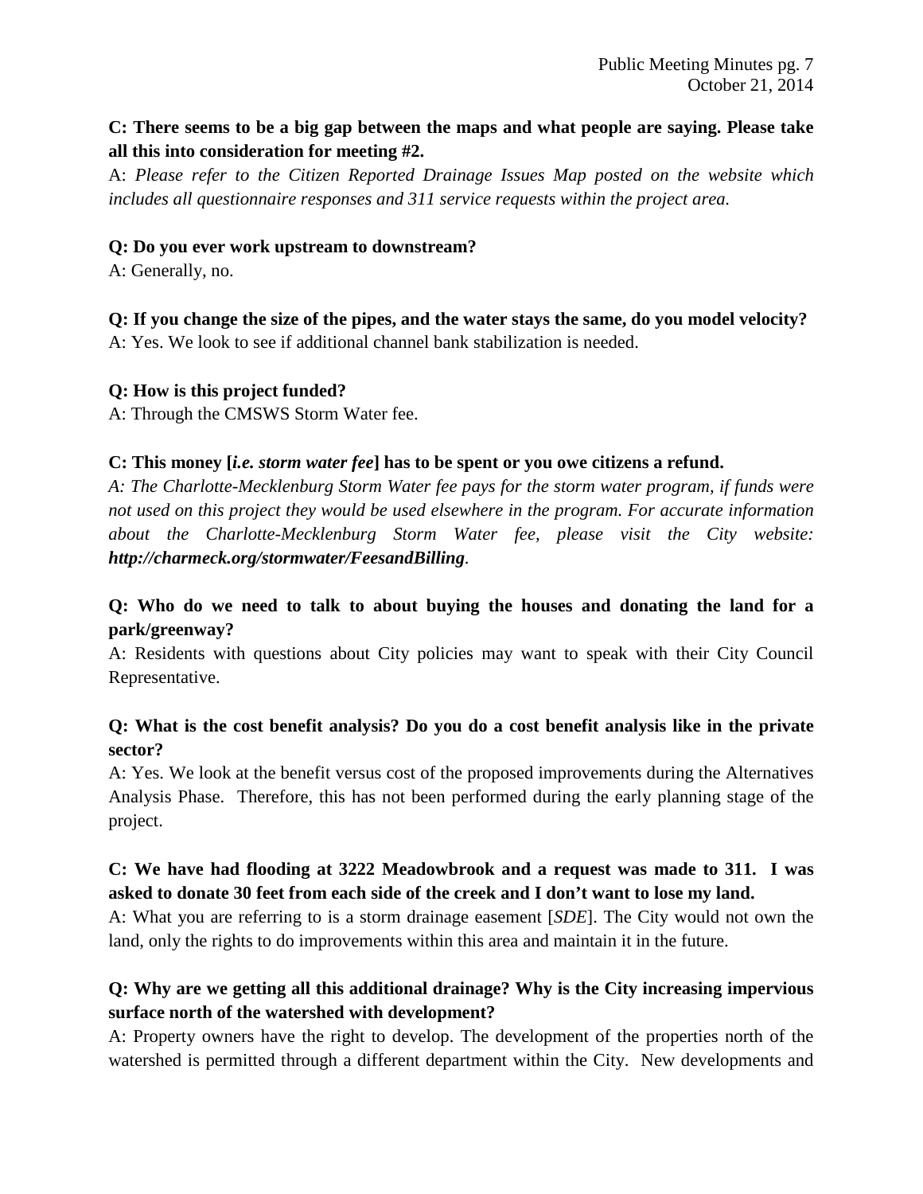**C: There seems to be a big gap between the maps and what people are saying. Please take all this into consideration for meeting #2.**

A: *Please refer to the Citizen Reported Drainage Issues Map posted on the website which includes all questionnaire responses and 311 service requests within the project area.*

**Q: Do you ever work upstream to downstream?**

A: Generally, no.

**Q: If you change the size of the pipes, and the water stays the same, do you model velocity?**

A: Yes. We look to see if additional channel bank stabilization is needed.

**Q: How is this project funded?**

A: Through the CMSWS Storm Water fee.

**C: This money [*i.e. storm water fee*] has to be spent or you owe citizens a refund.**

*A: The Charlotte-Mecklenburg Storm Water fee pays for the storm water program, if funds were not used on this project they would be used elsewhere in the program. For accurate information about the Charlotte-Mecklenburg Storm Water fee, please visit the City website:* ***http://charmeck.org/stormwater/FeesandBilling****.*

**Q: Who do we need to talk to about buying the houses and donating the land for a park/greenway?**

A: Residents with questions about City policies may want to speak with their City Council Representative.

**Q: What is the cost benefit analysis? Do you do a cost benefit analysis like in the private sector?**

A: Yes. We look at the benefit versus cost of the proposed improvements during the Alternatives Analysis Phase. Therefore, this has not been performed during the early planning stage of the project.

**C: We have had flooding at 3222 Meadowbrook and a request was made to 311. I was asked to donate 30 feet from each side of the creek and I don't want to lose my land.**

A: What you are referring to is a storm drainage easement [*SDE*]. The City would not own the land, only the rights to do improvements within this area and maintain it in the future.

**Q: Why are we getting all this additional drainage? Why is the City increasing impervious surface north of the watershed with development?**

A: Property owners have the right to develop. The development of the properties north of the watershed is permitted through a different department within the City. New developments and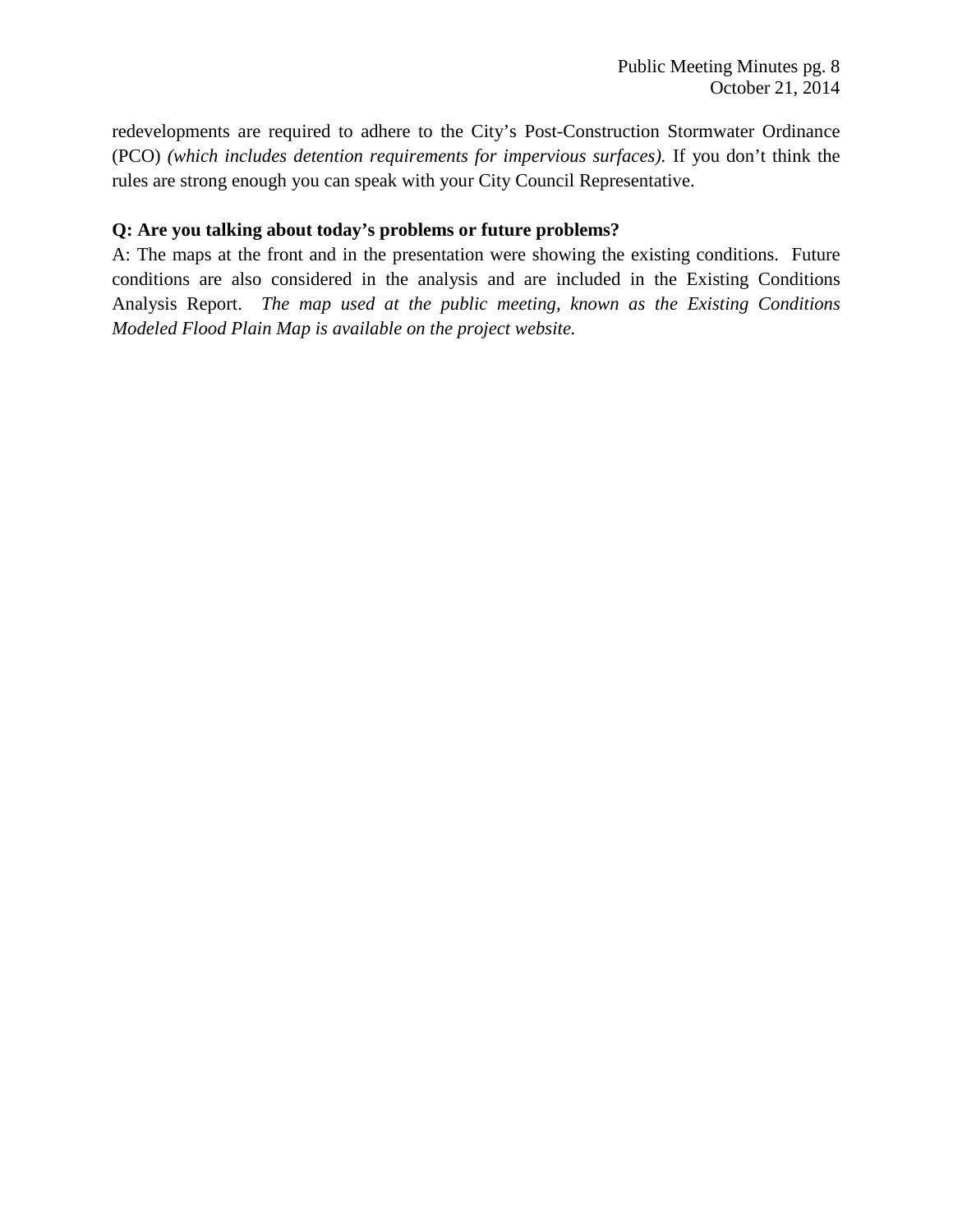redevelopments are required to adhere to the City's Post-Construction Stormwater Ordinance (PCO) *(which includes detention requirements for impervious surfaces).* If you don't think the rules are strong enough you can speak with your City Council Representative.

**Q: Are you talking about today's problems or future problems?**

A: The maps at the front and in the presentation were showing the existing conditions. Future conditions are also considered in the analysis and are included in the Existing Conditions Analysis Report. *The map used at the public meeting, known as the Existing Conditions Modeled Flood Plain Map is available on the project website.*